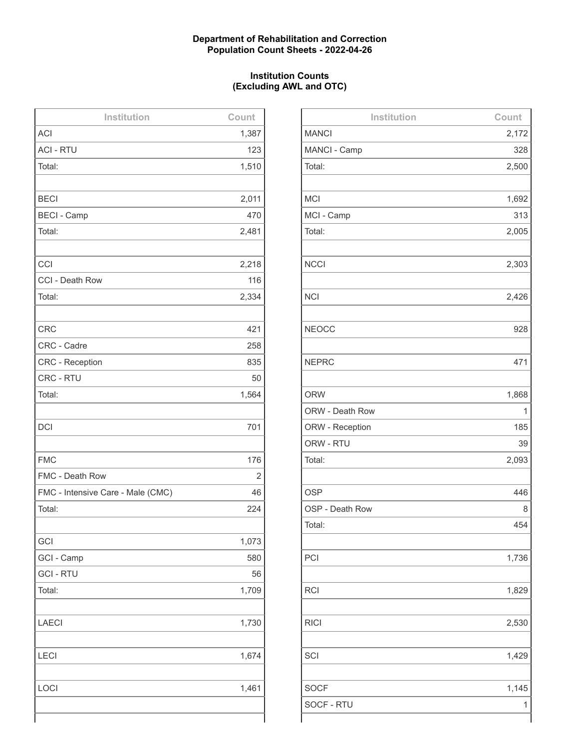**Department of Rehabilitation and Correction**
**Population Count Sheets - 2022-04-26**

**Institution Counts**
**(Excluding AWL and OTC)**

| Institution | Count |
|---|---|
| ACI | 1,387 |
| ACI - RTU | 123 |
| Total: | 1,510 |
| | |
| BECI | 2,011 |
| BECI - Camp | 470 |
| Total: | 2,481 |
| | |
| CCI | 2,218 |
| CCI - Death Row | 116 |
| Total: | 2,334 |
| | |
| CRC | 421 |
| CRC - Cadre | 258 |
| CRC - Reception | 835 |
| CRC - RTU | 50 |
| Total: | 1,564 |
| | |
| DCI | 701 |
| | |
| FMC | 176 |
| FMC - Death Row | 2 |
| FMC - Intensive Care - Male (CMC) | 46 |
| Total: | 224 |
| | |
| GCI | 1,073 |
| GCI - Camp | 580 |
| GCI - RTU | 56 |
| Total: | 1,709 |
| | |
| LAECI | 1,730 |
| | |
| LECI | 1,674 |
| | |
| LOCI | 1,461 |
| | |

| Institution | Count |
|---|---|
| MANCI | 2,172 |
| MANCI - Camp | 328 |
| Total: | 2,500 |
| | |
| MCI | 1,692 |
| MCI - Camp | 313 |
| Total: | 2,005 |
| | |
| NCCI | 2,303 |
| | |
| NCI | 2,426 |
| | |
| NEOCC | 928 |
| | |
| NEPRC | 471 |
| | |
| ORW | 1,868 |
| ORW - Death Row | 1 |
| ORW - Reception | 185 |
| ORW - RTU | 39 |
| Total: | 2,093 |
| | |
| OSP | 446 |
| OSP - Death Row | 8 |
| Total: | 454 |
| | |
| PCI | 1,736 |
| | |
| RCI | 1,829 |
| | |
| RICI | 2,530 |
| | |
| SCI | 1,429 |
| | |
| SOCF | 1,145 |
| SOCF - RTU | 1 |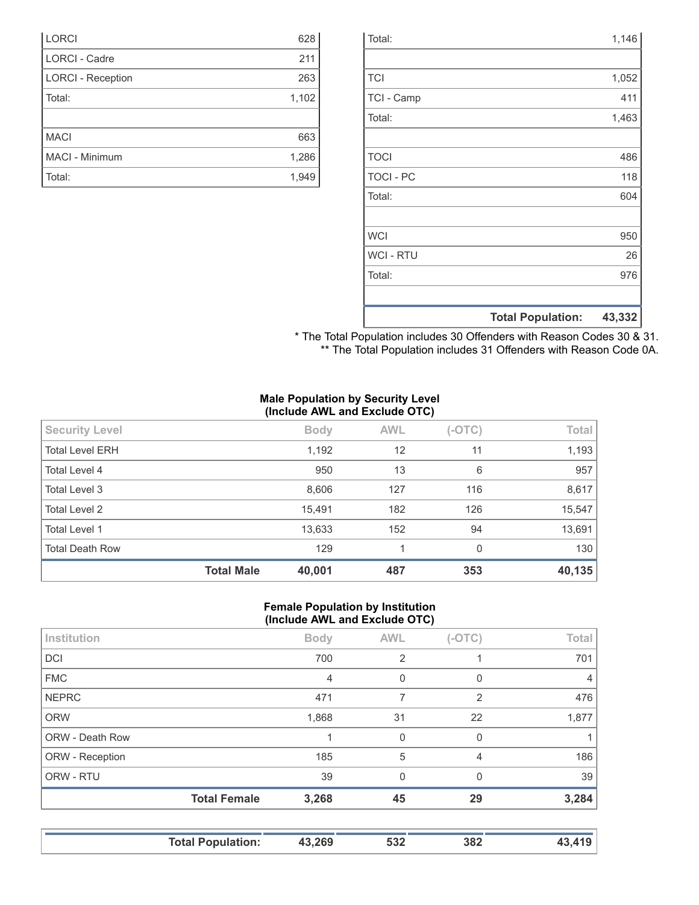| | |
|---|---|
| LORCI | 628 |
| LORCI - Cadre | 211 |
| LORCI - Reception | 263 |
| Total: | 1,102 |
| | |
| MACI | 663 |
| MACI - Minimum | 1,286 |
| Total: | 1,949 |

| | |
|---|---|
| Total: | 1,146 |
| | |
| TCI | 1,052 |
| TCI - Camp | 411 |
| Total: | 1,463 |
| | |
| TOCI | 486 |
| TOCI - PC | 118 |
| Total: | 604 |
| | |
| WCI | 950 |
| WCI - RTU | 26 |
| Total: | 976 |
| | |
| **Total Population:** | **43,332** |

* The Total Population includes 30 Offenders with Reason Codes 30 & 31.
** The Total Population includes 31 Offenders with Reason Code 0A.

**Male Population by Security Level (Include AWL and Exclude OTC)**

| Security Level | Body | AWL | (-OTC) | Total |
|---|---|---|---|---|
| Total Level ERH | 1,192 | 12 | 11 | 1,193 |
| Total Level 4 | 950 | 13 | 6 | 957 |
| Total Level 3 | 8,606 | 127 | 116 | 8,617 |
| Total Level 2 | 15,491 | 182 | 126 | 15,547 |
| Total Level 1 | 13,633 | 152 | 94 | 13,691 |
| Total Death Row | 129 | 1 | 0 | 130 |
| **Total Male** | **40,001** | **487** | **353** | **40,135** |

**Female Population by Institution (Include AWL and Exclude OTC)**

| Institution | Body | AWL | (-OTC) | Total |
|---|---|---|---|---|
| DCI | 700 | 2 | 1 | 701 |
| FMC | 4 | 0 | 0 | 4 |
| NEPRC | 471 | 7 | 2 | 476 |
| ORW | 1,868 | 31 | 22 | 1,877 |
| ORW - Death Row | 1 | 0 | 0 | 1 |
| ORW - Reception | 185 | 5 | 4 | 186 |
| ORW - RTU | 39 | 0 | 0 | 39 |
| **Total Female** | **3,268** | **45** | **29** | **3,284** |

| | | | | |
|---|---|---|---|---|
| **Total Population:** | **43,269** | **532** | **382** | **43,419** |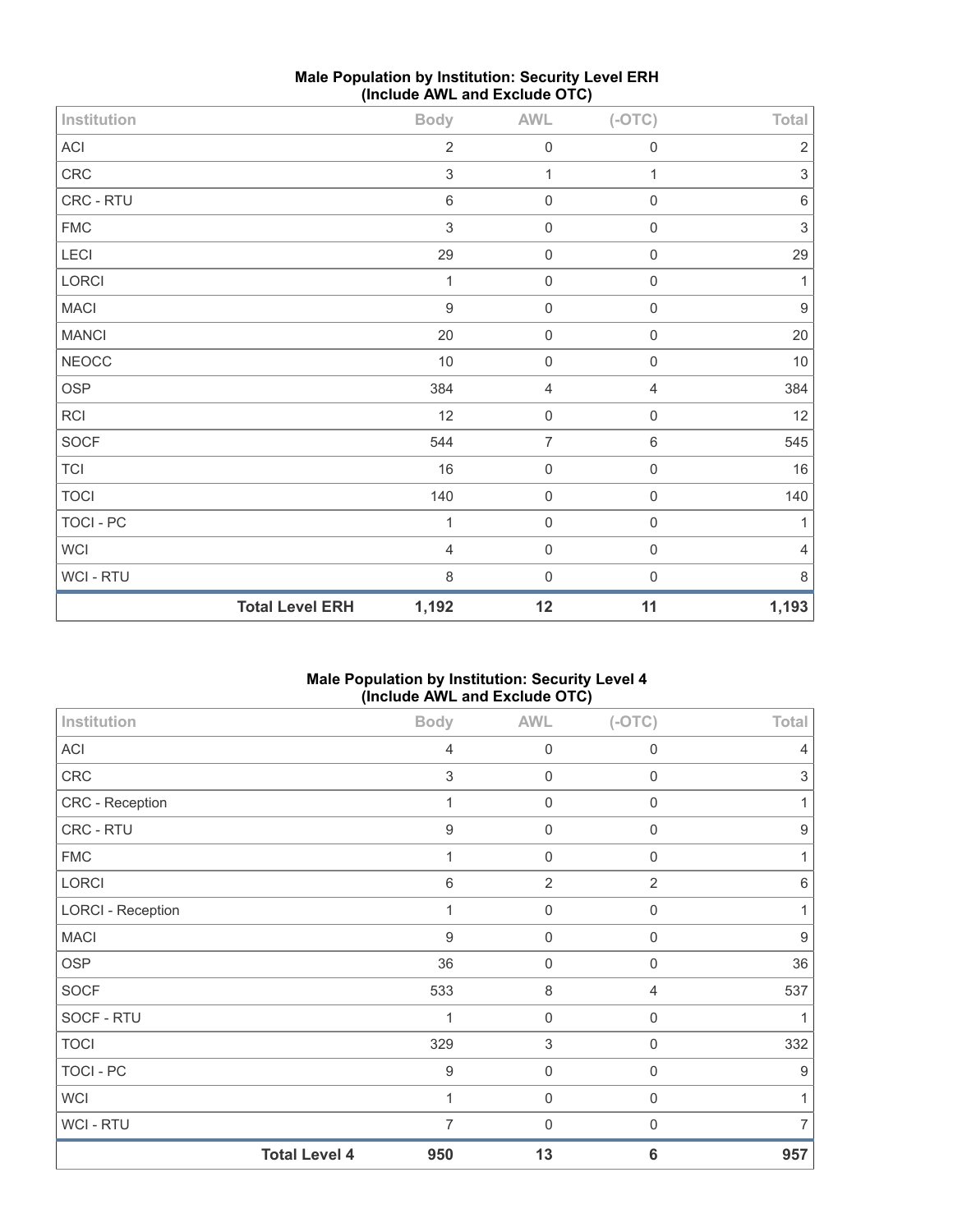## Male Population by Institution: Security Level ERH (Include AWL and Exclude OTC)

| Institution | Body | AWL | (-OTC) | Total |
|---|---|---|---|---|
| ACI | 2 | 0 | 0 | 2 |
| CRC | 3 | 1 | 1 | 3 |
| CRC - RTU | 6 | 0 | 0 | 6 |
| FMC | 3 | 0 | 0 | 3 |
| LECI | 29 | 0 | 0 | 29 |
| LORCI | 1 | 0 | 0 | 1 |
| MACI | 9 | 0 | 0 | 9 |
| MANCI | 20 | 0 | 0 | 20 |
| NEOCC | 10 | 0 | 0 | 10 |
| OSP | 384 | 4 | 4 | 384 |
| RCI | 12 | 0 | 0 | 12 |
| SOCF | 544 | 7 | 6 | 545 |
| TCI | 16 | 0 | 0 | 16 |
| TOCI | 140 | 0 | 0 | 140 |
| TOCI - PC | 1 | 0 | 0 | 1 |
| WCI | 4 | 0 | 0 | 4 |
| WCI - RTU | 8 | 0 | 0 | 8 |
| **Total Level ERH** | **1,192** | **12** | **11** | **1,193** |

## Male Population by Institution: Security Level 4 (Include AWL and Exclude OTC)

| Institution | Body | AWL | (-OTC) | Total |
|---|---|---|---|---|
| ACI | 4 | 0 | 0 | 4 |
| CRC | 3 | 0 | 0 | 3 |
| CRC - Reception | 1 | 0 | 0 | 1 |
| CRC - RTU | 9 | 0 | 0 | 9 |
| FMC | 1 | 0 | 0 | 1 |
| LORCI | 6 | 2 | 2 | 6 |
| LORCI - Reception | 1 | 0 | 0 | 1 |
| MACI | 9 | 0 | 0 | 9 |
| OSP | 36 | 0 | 0 | 36 |
| SOCF | 533 | 8 | 4 | 537 |
| SOCF - RTU | 1 | 0 | 0 | 1 |
| TOCI | 329 | 3 | 0 | 332 |
| TOCI - PC | 9 | 0 | 0 | 9 |
| WCI | 1 | 0 | 0 | 1 |
| WCI - RTU | 7 | 0 | 0 | 7 |
| **Total Level 4** | **950** | **13** | **6** | **957** |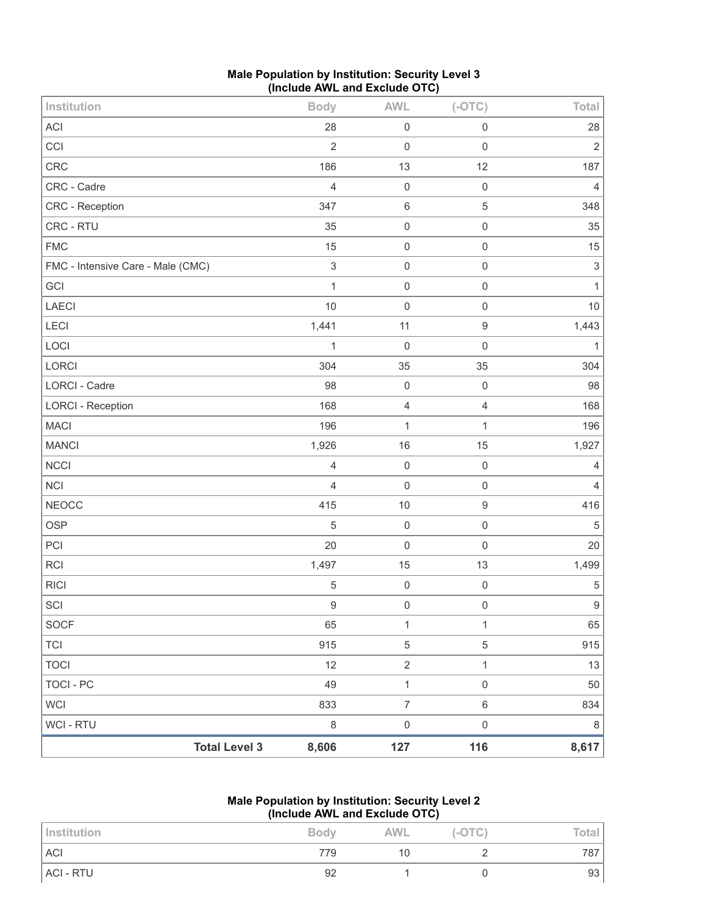### Male Population by Institution: Security Level 3 (Include AWL and Exclude OTC)

| Institution | Body | AWL | (-OTC) | Total |
|---|---|---|---|---|
| ACI | 28 | 0 | 0 | 28 |
| CCI | 2 | 0 | 0 | 2 |
| CRC | 186 | 13 | 12 | 187 |
| CRC - Cadre | 4 | 0 | 0 | 4 |
| CRC - Reception | 347 | 6 | 5 | 348 |
| CRC - RTU | 35 | 0 | 0 | 35 |
| FMC | 15 | 0 | 0 | 15 |
| FMC - Intensive Care - Male (CMC) | 3 | 0 | 0 | 3 |
| GCI | 1 | 0 | 0 | 1 |
| LAECI | 10 | 0 | 0 | 10 |
| LECI | 1,441 | 11 | 9 | 1,443 |
| LOCI | 1 | 0 | 0 | 1 |
| LORCI | 304 | 35 | 35 | 304 |
| LORCI - Cadre | 98 | 0 | 0 | 98 |
| LORCI - Reception | 168 | 4 | 4 | 168 |
| MACI | 196 | 1 | 1 | 196 |
| MANCI | 1,926 | 16 | 15 | 1,927 |
| NCCI | 4 | 0 | 0 | 4 |
| NCI | 4 | 0 | 0 | 4 |
| NEOCC | 415 | 10 | 9 | 416 |
| OSP | 5 | 0 | 0 | 5 |
| PCI | 20 | 0 | 0 | 20 |
| RCI | 1,497 | 15 | 13 | 1,499 |
| RICI | 5 | 0 | 0 | 5 |
| SCI | 9 | 0 | 0 | 9 |
| SOCF | 65 | 1 | 1 | 65 |
| TCI | 915 | 5 | 5 | 915 |
| TOCI | 12 | 2 | 1 | 13 |
| TOCI - PC | 49 | 1 | 0 | 50 |
| WCI | 833 | 7 | 6 | 834 |
| WCI - RTU | 8 | 0 | 0 | 8 |
| **Total Level 3** | **8,606** | **127** | **116** | **8,617** |

### Male Population by Institution: Security Level 2 (Include AWL and Exclude OTC)

| Institution | Body | AWL | (-OTC) | Total |
|---|---|---|---|---|
| ACI | 779 | 10 | 2 | 787 |
| ACI - RTU | 92 | 1 | 0 | 93 |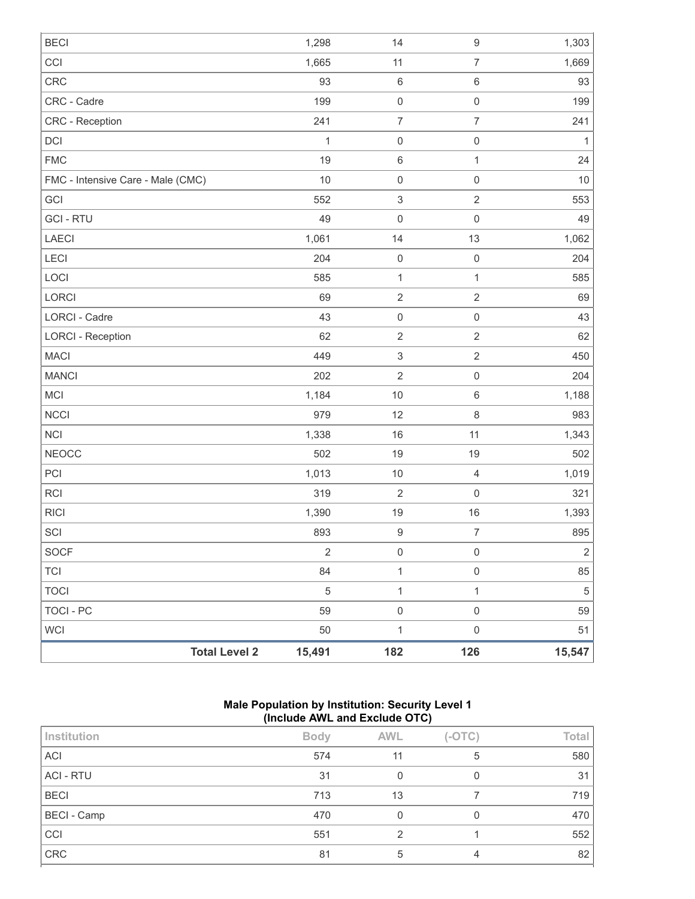| | | | | |
|---|---|---|---|---|
| BECI | 1,298 | 14 | 9 | 1,303 |
| CCI | 1,665 | 11 | 7 | 1,669 |
| CRC | 93 | 6 | 6 | 93 |
| CRC - Cadre | 199 | 0 | 0 | 199 |
| CRC - Reception | 241 | 7 | 7 | 241 |
| DCI | 1 | 0 | 0 | 1 |
| FMC | 19 | 6 | 1 | 24 |
| FMC - Intensive Care - Male (CMC) | 10 | 0 | 0 | 10 |
| GCI | 552 | 3 | 2 | 553 |
| GCI - RTU | 49 | 0 | 0 | 49 |
| LAECI | 1,061 | 14 | 13 | 1,062 |
| LECI | 204 | 0 | 0 | 204 |
| LOCI | 585 | 1 | 1 | 585 |
| LORCI | 69 | 2 | 2 | 69 |
| LORCI - Cadre | 43 | 0 | 0 | 43 |
| LORCI - Reception | 62 | 2 | 2 | 62 |
| MACI | 449 | 3 | 2 | 450 |
| MANCI | 202 | 2 | 0 | 204 |
| MCI | 1,184 | 10 | 6 | 1,188 |
| NCCI | 979 | 12 | 8 | 983 |
| NCI | 1,338 | 16 | 11 | 1,343 |
| NEOCC | 502 | 19 | 19 | 502 |
| PCI | 1,013 | 10 | 4 | 1,019 |
| RCI | 319 | 2 | 0 | 321 |
| RICI | 1,390 | 19 | 16 | 1,393 |
| SCI | 893 | 9 | 7 | 895 |
| SOCF | 2 | 0 | 0 | 2 |
| TCI | 84 | 1 | 0 | 85 |
| TOCI | 5 | 1 | 1 | 5 |
| TOCI - PC | 59 | 0 | 0 | 59 |
| WCI | 50 | 1 | 0 | 51 |
| **Total Level 2** | **15,491** | **182** | **126** | **15,547** |

**Male Population by Institution: Security Level 1**
**(Include AWL and Exclude OTC)**

| Institution | Body | AWL | (-OTC) | Total |
|---|---|---|---|---|
| ACI | 574 | 11 | 5 | 580 |
| ACI - RTU | 31 | 0 | 0 | 31 |
| BECI | 713 | 13 | 7 | 719 |
| BECI - Camp | 470 | 0 | 0 | 470 |
| CCI | 551 | 2 | 1 | 552 |
| CRC | 81 | 5 | 4 | 82 |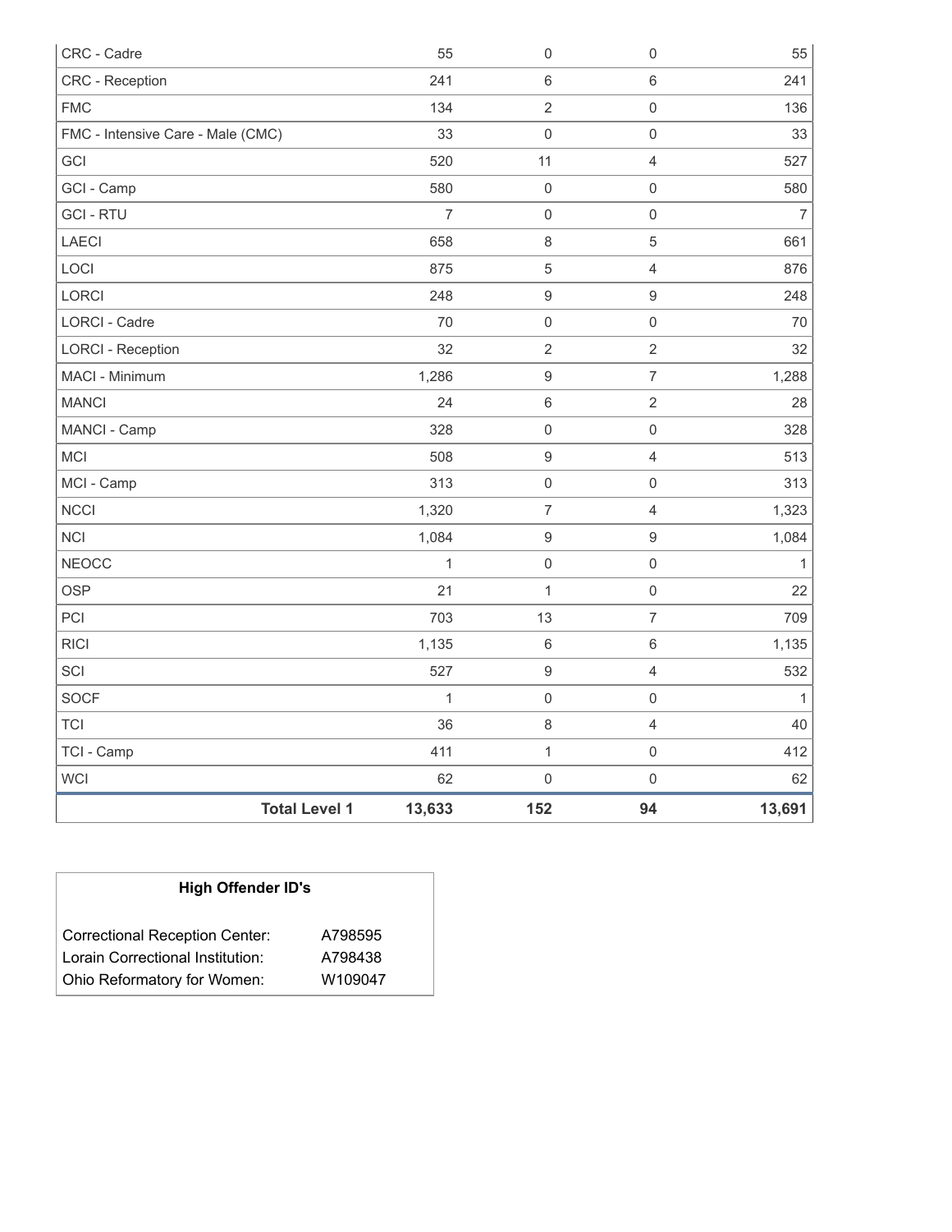| | | | | |
|---|---|---|---|---|
| CRC - Cadre | 55 | 0 | 0 | 55 |
| CRC - Reception | 241 | 6 | 6 | 241 |
| FMC | 134 | 2 | 0 | 136 |
| FMC - Intensive Care - Male (CMC) | 33 | 0 | 0 | 33 |
| GCI | 520 | 11 | 4 | 527 |
| GCI - Camp | 580 | 0 | 0 | 580 |
| GCI - RTU | 7 | 0 | 0 | 7 |
| LAECI | 658 | 8 | 5 | 661 |
| LOCI | 875 | 5 | 4 | 876 |
| LORCI | 248 | 9 | 9 | 248 |
| LORCI - Cadre | 70 | 0 | 0 | 70 |
| LORCI - Reception | 32 | 2 | 2 | 32 |
| MACI - Minimum | 1,286 | 9 | 7 | 1,288 |
| MANCI | 24 | 6 | 2 | 28 |
| MANCI - Camp | 328 | 0 | 0 | 328 |
| MCI | 508 | 9 | 4 | 513 |
| MCI - Camp | 313 | 0 | 0 | 313 |
| NCCI | 1,320 | 7 | 4 | 1,323 |
| NCI | 1,084 | 9 | 9 | 1,084 |
| NEOCC | 1 | 0 | 0 | 1 |
| OSP | 21 | 1 | 0 | 22 |
| PCI | 703 | 13 | 7 | 709 |
| RICI | 1,135 | 6 | 6 | 1,135 |
| SCI | 527 | 9 | 4 | 532 |
| SOCF | 1 | 0 | 0 | 1 |
| TCI | 36 | 8 | 4 | 40 |
| TCI - Camp | 411 | 1 | 0 | 412 |
| WCI | 62 | 0 | 0 | 62 |
| **Total Level 1** | **13,633** | **152** | **94** | **13,691** |

**High Offender ID's**

| | |
|---|---|
| Correctional Reception Center: | A798595 |
| Lorain Correctional Institution: | A798438 |
| Ohio Reformatory for Women: | W109047 |